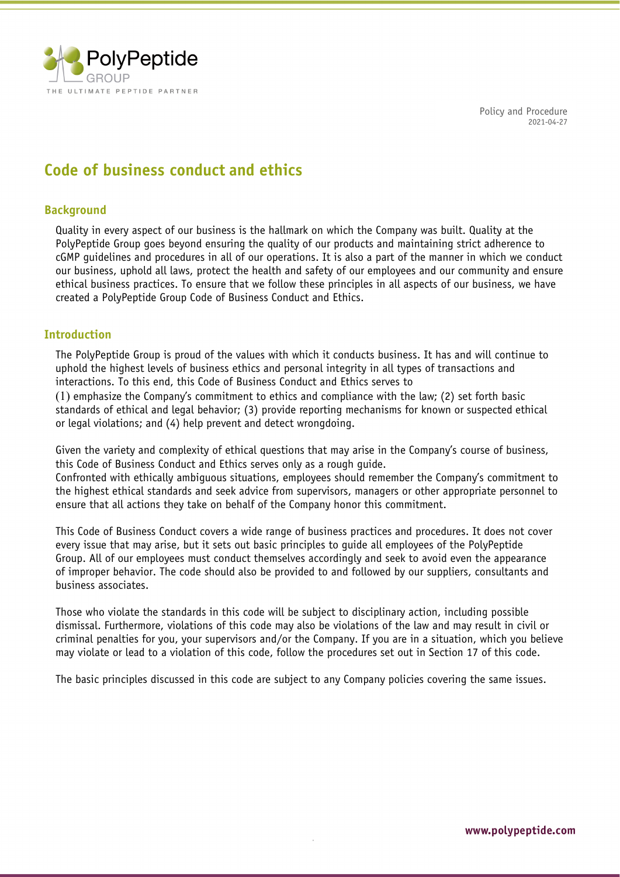Policy and Procedure
2021-04-27

# Code of business conduct and ethics

## Background

Quality in every aspect of our business is the hallmark on which the Company was built. Quality at the PolyPeptide Group goes beyond ensuring the quality of our products and maintaining strict adherence to cGMP guidelines and procedures in all of our operations. It is also a part of the manner in which we conduct our business, uphold all laws, protect the health and safety of our employees and our community and ensure ethical business practices. To ensure that we follow these principles in all aspects of our business, we have created a PolyPeptide Group Code of Business Conduct and Ethics.

## Introduction

The PolyPeptide Group is proud of the values with which it conducts business. It has and will continue to uphold the highest levels of business ethics and personal integrity in all types of transactions and interactions. To this end, this Code of Business Conduct and Ethics serves to
(1) emphasize the Company's commitment to ethics and compliance with the law; (2) set forth basic standards of ethical and legal behavior; (3) provide reporting mechanisms for known or suspected ethical or legal violations; and (4) help prevent and detect wrongdoing.

Given the variety and complexity of ethical questions that may arise in the Company's course of business, this Code of Business Conduct and Ethics serves only as a rough guide.
Confronted with ethically ambiguous situations, employees should remember the Company's commitment to the highest ethical standards and seek advice from supervisors, managers or other appropriate personnel to ensure that all actions they take on behalf of the Company honor this commitment.

This Code of Business Conduct covers a wide range of business practices and procedures. It does not cover every issue that may arise, but it sets out basic principles to guide all employees of the PolyPeptide Group. All of our employees must conduct themselves accordingly and seek to avoid even the appearance of improper behavior. The code should also be provided to and followed by our suppliers, consultants and business associates.

Those who violate the standards in this code will be subject to disciplinary action, including possible dismissal. Furthermore, violations of this code may also be violations of the law and may result in civil or criminal penalties for you, your supervisors and/or the Company. If you are in a situation, which you believe may violate or lead to a violation of this code, follow the procedures set out in Section 17 of this code.

The basic principles discussed in this code are subject to any Company policies covering the same issues.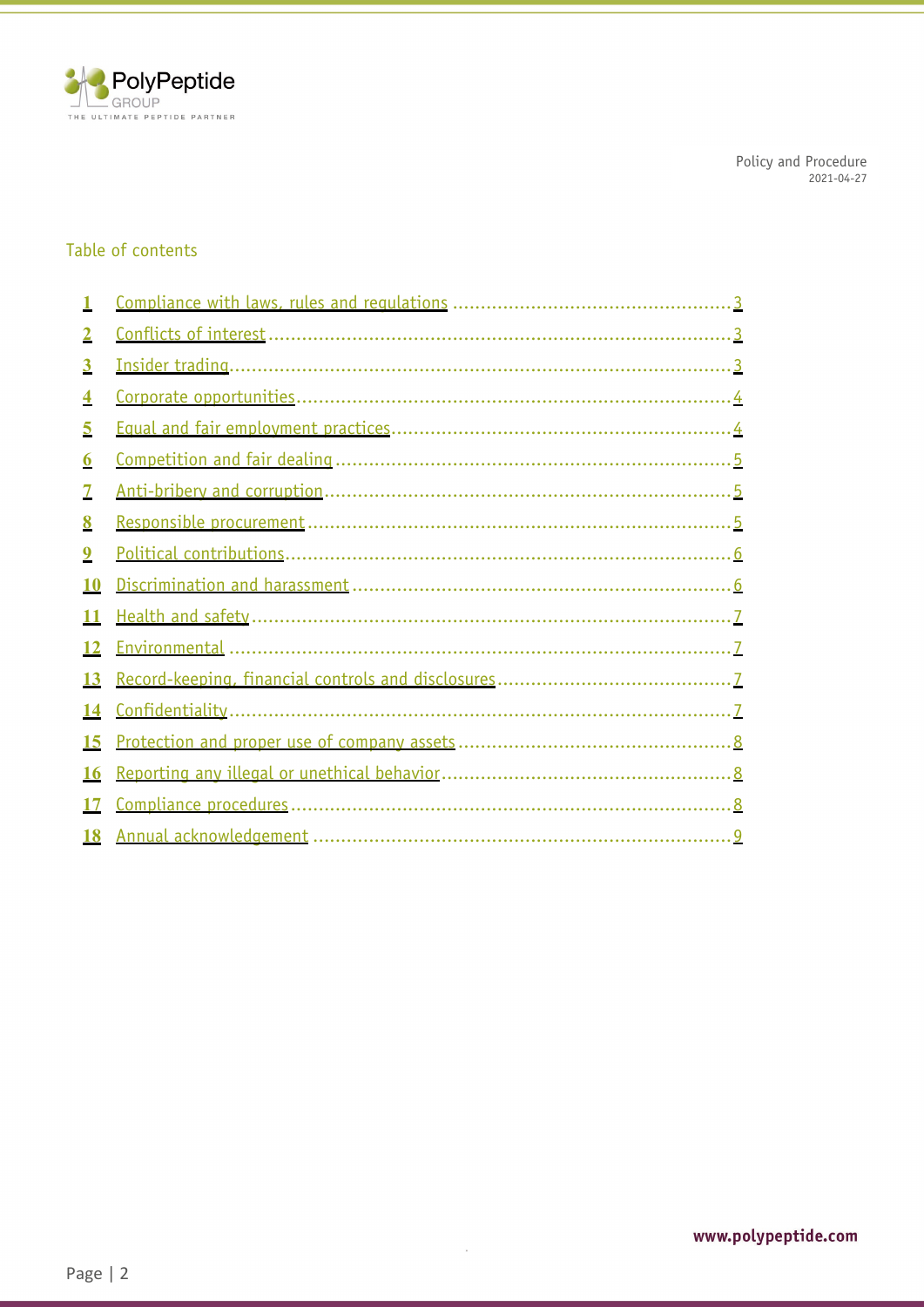## Table of contents

1. Compliance with laws, rules and regulations ..... 3
2. Conflicts of interest ..... 3
3. Insider trading ..... 3
4. Corporate opportunities ..... 4
5. Equal and fair employment practices ..... 4
6. Competition and fair dealing ..... 5
7. Anti-bribery and corruption ..... 5
8. Responsible procurement ..... 5
9. Political contributions ..... 6
10. Discrimination and harassment ..... 6
11. Health and safety ..... 7
12. Environmental ..... 7
13. Record-keeping, financial controls and disclosures ..... 7
14. Confidentiality ..... 7
15. Protection and proper use of company assets ..... 8
16. Reporting any illegal or unethical behavior ..... 8
17. Compliance procedures ..... 8
18. Annual acknowledgement ..... 9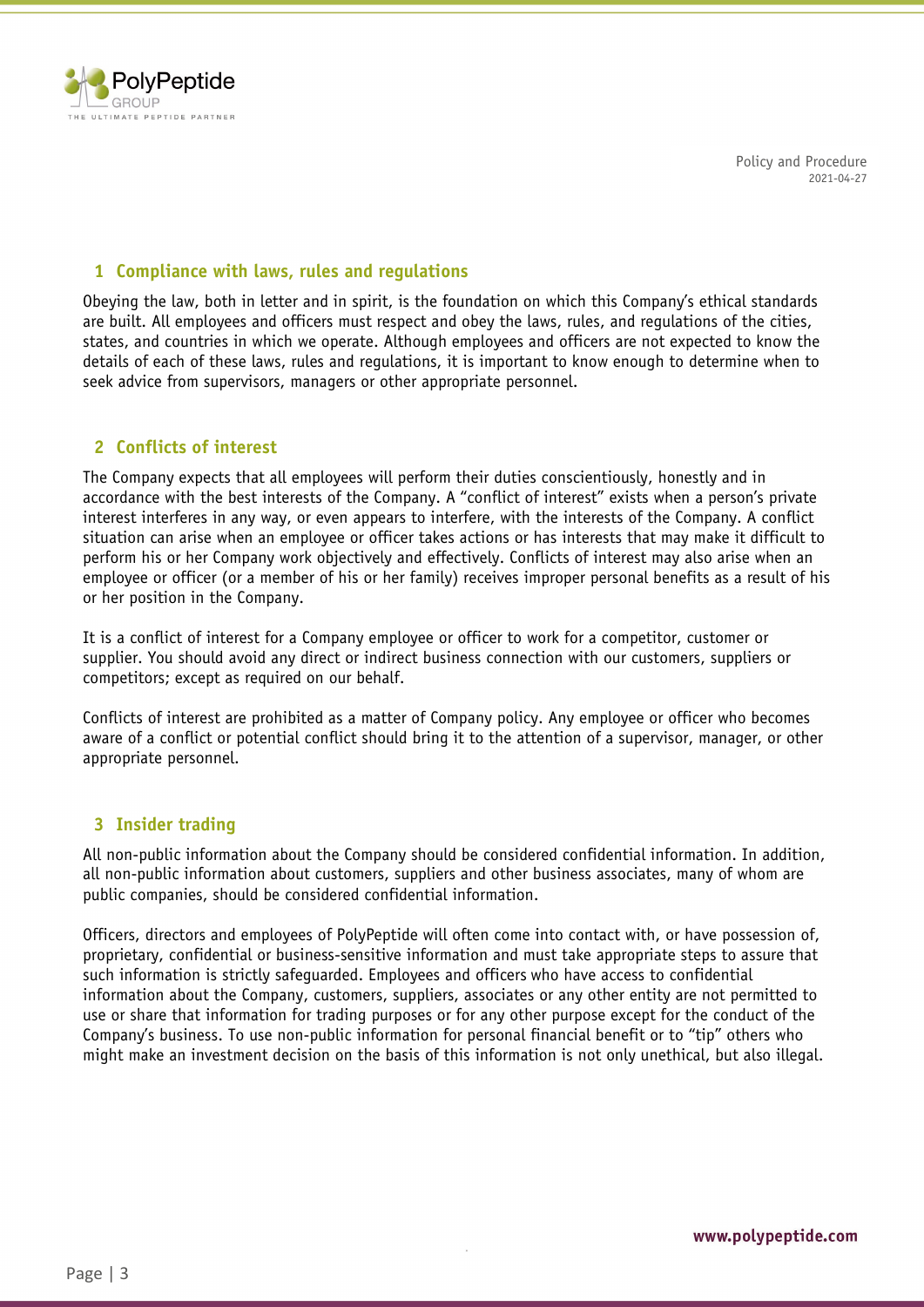## 1 Compliance with laws, rules and regulations

Obeying the law, both in letter and in spirit, is the foundation on which this Company's ethical standards are built. All employees and officers must respect and obey the laws, rules, and regulations of the cities, states, and countries in which we operate. Although employees and officers are not expected to know the details of each of these laws, rules and regulations, it is important to know enough to determine when to seek advice from supervisors, managers or other appropriate personnel.

## 2 Conflicts of interest

The Company expects that all employees will perform their duties conscientiously, honestly and in accordance with the best interests of the Company. A "conflict of interest" exists when a person's private interest interferes in any way, or even appears to interfere, with the interests of the Company. A conflict situation can arise when an employee or officer takes actions or has interests that may make it difficult to perform his or her Company work objectively and effectively. Conflicts of interest may also arise when an employee or officer (or a member of his or her family) receives improper personal benefits as a result of his or her position in the Company.

It is a conflict of interest for a Company employee or officer to work for a competitor, customer or supplier. You should avoid any direct or indirect business connection with our customers, suppliers or competitors; except as required on our behalf.

Conflicts of interest are prohibited as a matter of Company policy. Any employee or officer who becomes aware of a conflict or potential conflict should bring it to the attention of a supervisor, manager, or other appropriate personnel.

## 3 Insider trading

All non-public information about the Company should be considered confidential information. In addition, all non-public information about customers, suppliers and other business associates, many of whom are public companies, should be considered confidential information.

Officers, directors and employees of PolyPeptide will often come into contact with, or have possession of, proprietary, confidential or business-sensitive information and must take appropriate steps to assure that such information is strictly safeguarded. Employees and officers who have access to confidential information about the Company, customers, suppliers, associates or any other entity are not permitted to use or share that information for trading purposes or for any other purpose except for the conduct of the Company's business. To use non-public information for personal financial benefit or to "tip" others who might make an investment decision on the basis of this information is not only unethical, but also illegal.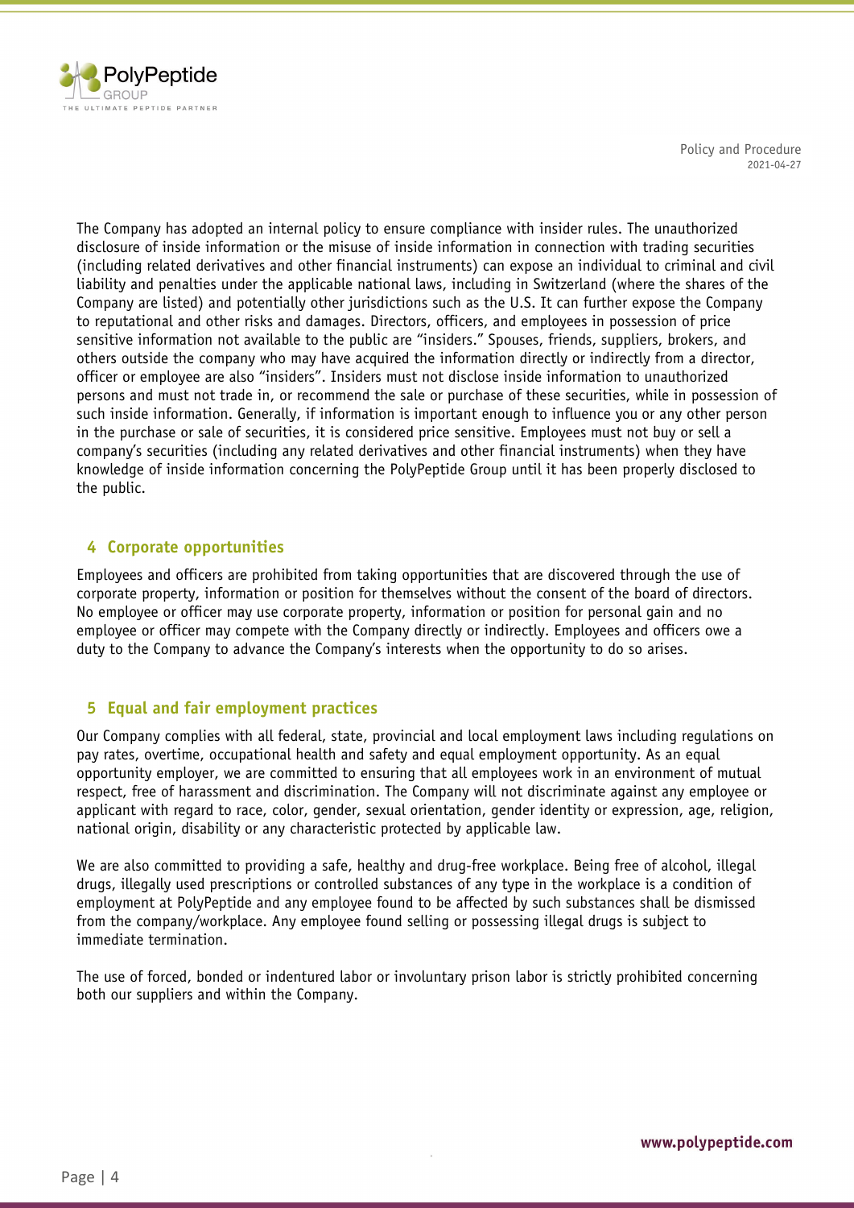The Company has adopted an internal policy to ensure compliance with insider rules. The unauthorized disclosure of inside information or the misuse of inside information in connection with trading securities (including related derivatives and other financial instruments) can expose an individual to criminal and civil liability and penalties under the applicable national laws, including in Switzerland (where the shares of the Company are listed) and potentially other jurisdictions such as the U.S. It can further expose the Company to reputational and other risks and damages. Directors, officers, and employees in possession of price sensitive information not available to the public are "insiders." Spouses, friends, suppliers, brokers, and others outside the company who may have acquired the information directly or indirectly from a director, officer or employee are also "insiders". Insiders must not disclose inside information to unauthorized persons and must not trade in, or recommend the sale or purchase of these securities, while in possession of such inside information. Generally, if information is important enough to influence you or any other person in the purchase or sale of securities, it is considered price sensitive. Employees must not buy or sell a company's securities (including any related derivatives and other financial instruments) when they have knowledge of inside information concerning the PolyPeptide Group until it has been properly disclosed to the public.

## 4 Corporate opportunities

Employees and officers are prohibited from taking opportunities that are discovered through the use of corporate property, information or position for themselves without the consent of the board of directors. No employee or officer may use corporate property, information or position for personal gain and no employee or officer may compete with the Company directly or indirectly. Employees and officers owe a duty to the Company to advance the Company's interests when the opportunity to do so arises.

## 5 Equal and fair employment practices

Our Company complies with all federal, state, provincial and local employment laws including regulations on pay rates, overtime, occupational health and safety and equal employment opportunity. As an equal opportunity employer, we are committed to ensuring that all employees work in an environment of mutual respect, free of harassment and discrimination. The Company will not discriminate against any employee or applicant with regard to race, color, gender, sexual orientation, gender identity or expression, age, religion, national origin, disability or any characteristic protected by applicable law.

We are also committed to providing a safe, healthy and drug-free workplace. Being free of alcohol, illegal drugs, illegally used prescriptions or controlled substances of any type in the workplace is a condition of employment at PolyPeptide and any employee found to be affected by such substances shall be dismissed from the company/workplace. Any employee found selling or possessing illegal drugs is subject to immediate termination.

The use of forced, bonded or indentured labor or involuntary prison labor is strictly prohibited concerning both our suppliers and within the Company.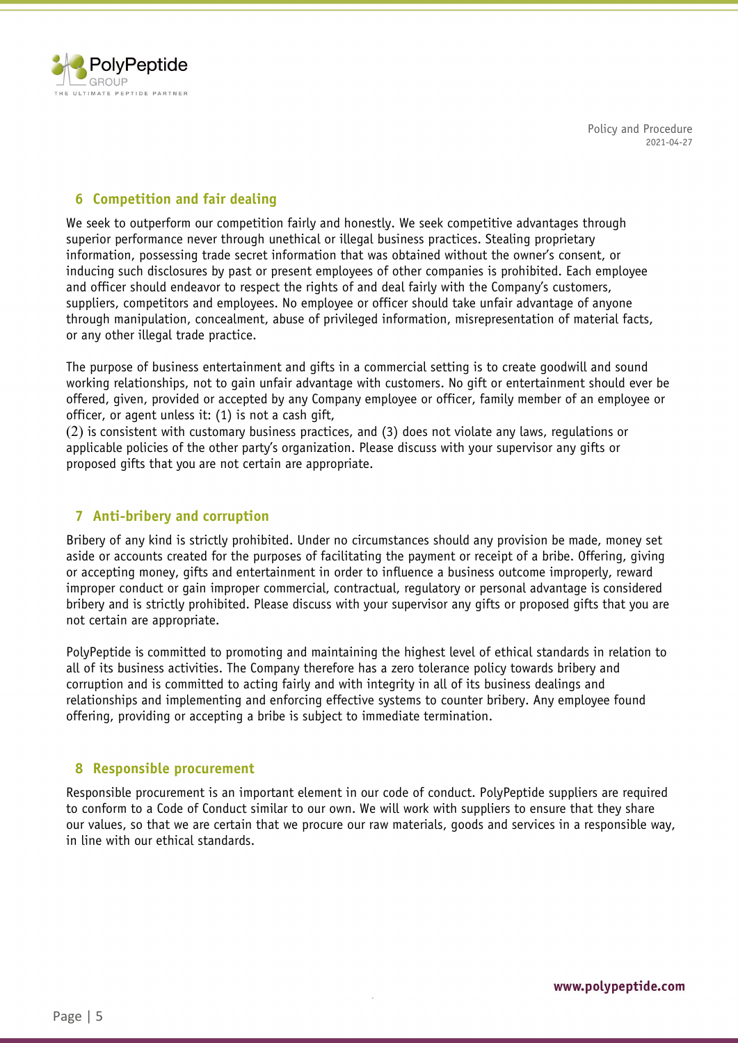## 6 Competition and fair dealing

We seek to outperform our competition fairly and honestly. We seek competitive advantages through superior performance never through unethical or illegal business practices. Stealing proprietary information, possessing trade secret information that was obtained without the owner's consent, or inducing such disclosures by past or present employees of other companies is prohibited. Each employee and officer should endeavor to respect the rights of and deal fairly with the Company's customers, suppliers, competitors and employees. No employee or officer should take unfair advantage of anyone through manipulation, concealment, abuse of privileged information, misrepresentation of material facts, or any other illegal trade practice.

The purpose of business entertainment and gifts in a commercial setting is to create goodwill and sound working relationships, not to gain unfair advantage with customers. No gift or entertainment should ever be offered, given, provided or accepted by any Company employee or officer, family member of an employee or officer, or agent unless it: (1) is not a cash gift,
(2) is consistent with customary business practices, and (3) does not violate any laws, regulations or applicable policies of the other party's organization. Please discuss with your supervisor any gifts or proposed gifts that you are not certain are appropriate.

## 7 Anti-bribery and corruption

Bribery of any kind is strictly prohibited. Under no circumstances should any provision be made, money set aside or accounts created for the purposes of facilitating the payment or receipt of a bribe. Offering, giving or accepting money, gifts and entertainment in order to influence a business outcome improperly, reward improper conduct or gain improper commercial, contractual, regulatory or personal advantage is considered bribery and is strictly prohibited. Please discuss with your supervisor any gifts or proposed gifts that you are not certain are appropriate.

PolyPeptide is committed to promoting and maintaining the highest level of ethical standards in relation to all of its business activities. The Company therefore has a zero tolerance policy towards bribery and corruption and is committed to acting fairly and with integrity in all of its business dealings and relationships and implementing and enforcing effective systems to counter bribery. Any employee found offering, providing or accepting a bribe is subject to immediate termination.

## 8 Responsible procurement

Responsible procurement is an important element in our code of conduct. PolyPeptide suppliers are required to conform to a Code of Conduct similar to our own. We will work with suppliers to ensure that they share our values, so that we are certain that we procure our raw materials, goods and services in a responsible way, in line with our ethical standards.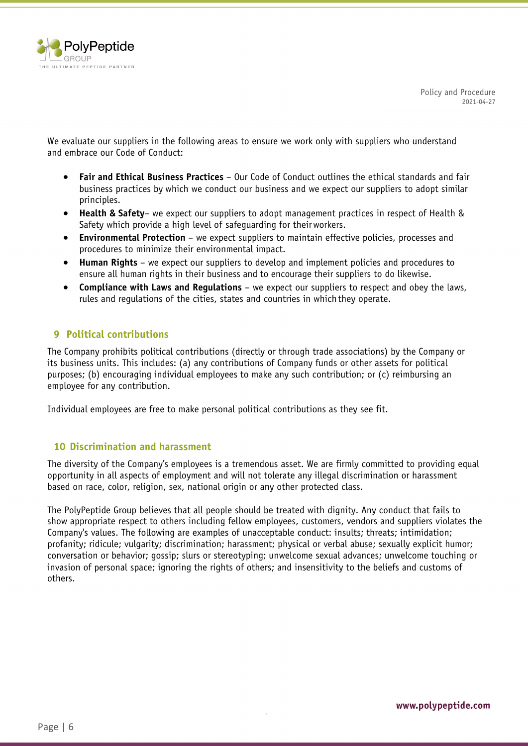We evaluate our suppliers in the following areas to ensure we work only with suppliers who understand and embrace our Code of Conduct:

- **Fair and Ethical Business Practices** – Our Code of Conduct outlines the ethical standards and fair business practices by which we conduct our business and we expect our suppliers to adopt similar principles.
- **Health & Safety**– we expect our suppliers to adopt management practices in respect of Health & Safety which provide a high level of safeguarding for their workers.
- **Environmental Protection** – we expect suppliers to maintain effective policies, processes and procedures to minimize their environmental impact.
- **Human Rights** – we expect our suppliers to develop and implement policies and procedures to ensure all human rights in their business and to encourage their suppliers to do likewise.
- **Compliance with Laws and Regulations** – we expect our suppliers to respect and obey the laws, rules and regulations of the cities, states and countries in which they operate.

## 9 Political contributions

The Company prohibits political contributions (directly or through trade associations) by the Company or its business units. This includes: (a) any contributions of Company funds or other assets for political purposes; (b) encouraging individual employees to make any such contribution; or (c) reimbursing an employee for any contribution.

Individual employees are free to make personal political contributions as they see fit.

## 10 Discrimination and harassment

The diversity of the Company's employees is a tremendous asset. We are firmly committed to providing equal opportunity in all aspects of employment and will not tolerate any illegal discrimination or harassment based on race, color, religion, sex, national origin or any other protected class.

The PolyPeptide Group believes that all people should be treated with dignity. Any conduct that fails to show appropriate respect to others including fellow employees, customers, vendors and suppliers violates the Company's values. The following are examples of unacceptable conduct: insults; threats; intimidation; profanity; ridicule; vulgarity; discrimination; harassment; physical or verbal abuse; sexually explicit humor; conversation or behavior; gossip; slurs or stereotyping; unwelcome sexual advances; unwelcome touching or invasion of personal space; ignoring the rights of others; and insensitivity to the beliefs and customs of others.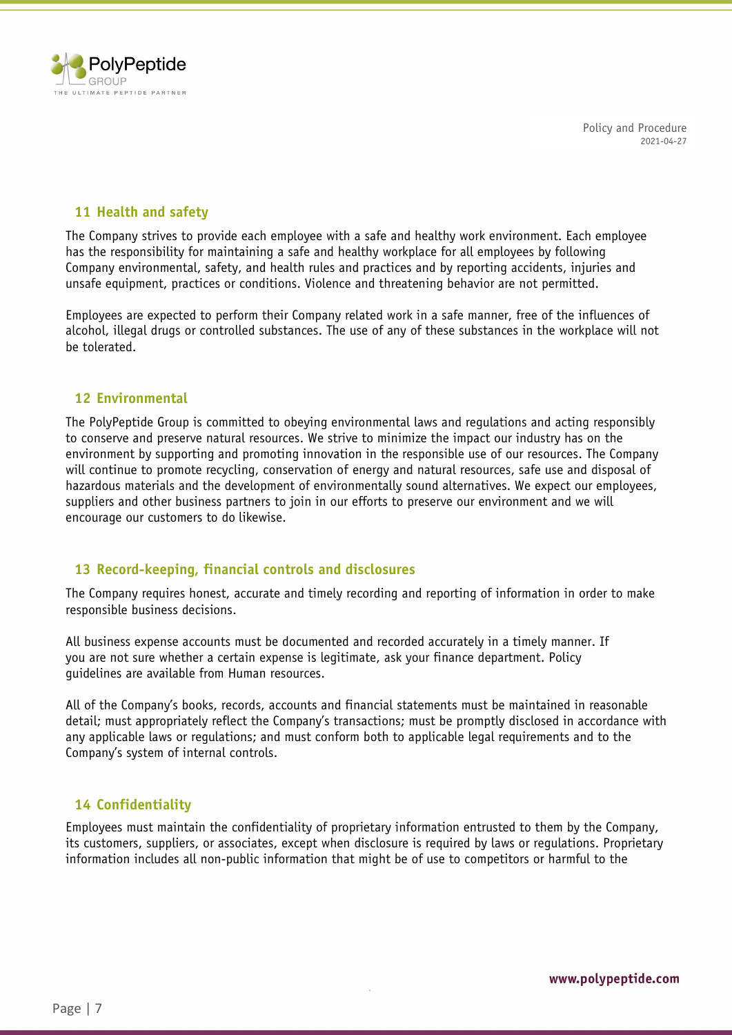## 11 Health and safety

The Company strives to provide each employee with a safe and healthy work environment. Each employee has the responsibility for maintaining a safe and healthy workplace for all employees by following Company environmental, safety, and health rules and practices and by reporting accidents, injuries and unsafe equipment, practices or conditions. Violence and threatening behavior are not permitted.

Employees are expected to perform their Company related work in a safe manner, free of the influences of alcohol, illegal drugs or controlled substances. The use of any of these substances in the workplace will not be tolerated.

## 12 Environmental

The PolyPeptide Group is committed to obeying environmental laws and regulations and acting responsibly to conserve and preserve natural resources. We strive to minimize the impact our industry has on the environment by supporting and promoting innovation in the responsible use of our resources. The Company will continue to promote recycling, conservation of energy and natural resources, safe use and disposal of hazardous materials and the development of environmentally sound alternatives. We expect our employees, suppliers and other business partners to join in our efforts to preserve our environment and we will encourage our customers to do likewise.

## 13 Record-keeping, financial controls and disclosures

The Company requires honest, accurate and timely recording and reporting of information in order to make responsible business decisions.

All business expense accounts must be documented and recorded accurately in a timely manner. If you are not sure whether a certain expense is legitimate, ask your finance department. Policy guidelines are available from Human resources.

All of the Company's books, records, accounts and financial statements must be maintained in reasonable detail; must appropriately reflect the Company's transactions; must be promptly disclosed in accordance with any applicable laws or regulations; and must conform both to applicable legal requirements and to the Company's system of internal controls.

## 14 Confidentiality

Employees must maintain the confidentiality of proprietary information entrusted to them by the Company, its customers, suppliers, or associates, except when disclosure is required by laws or regulations. Proprietary information includes all non-public information that might be of use to competitors or harmful to the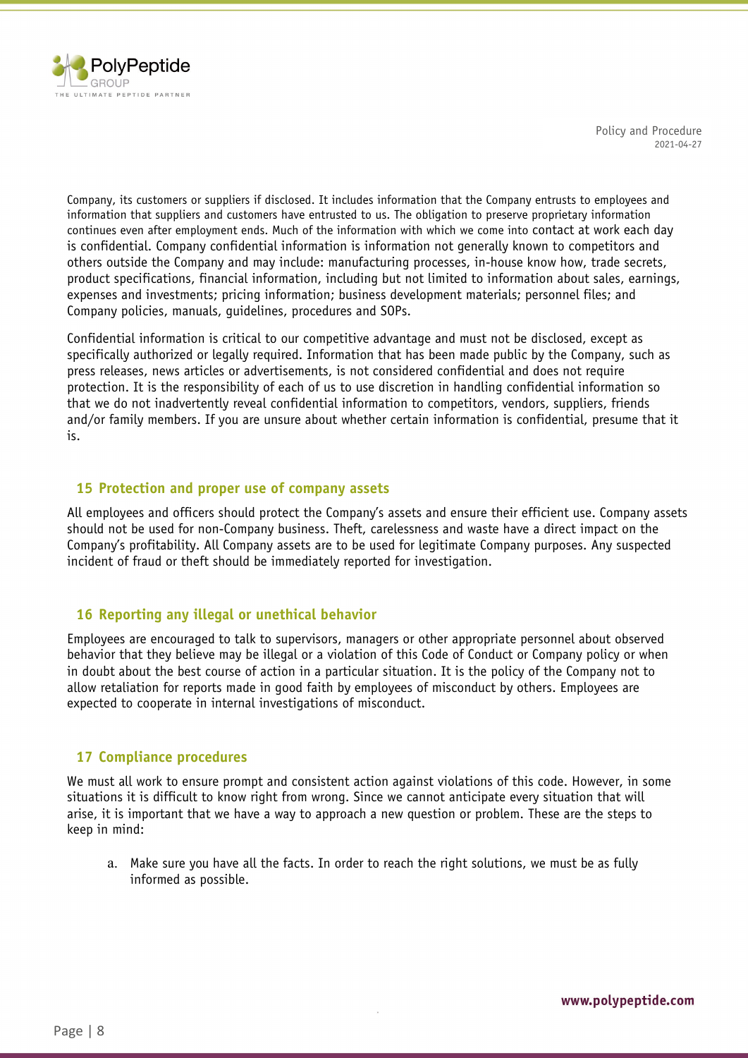Company, its customers or suppliers if disclosed. It includes information that the Company entrusts to employees and information that suppliers and customers have entrusted to us. The obligation to preserve proprietary information continues even after employment ends. Much of the information with which we come into contact at work each day is confidential. Company confidential information is information not generally known to competitors and others outside the Company and may include: manufacturing processes, in-house know how, trade secrets, product specifications, financial information, including but not limited to information about sales, earnings, expenses and investments; pricing information; business development materials; personnel files; and Company policies, manuals, guidelines, procedures and SOPs.

Confidential information is critical to our competitive advantage and must not be disclosed, except as specifically authorized or legally required. Information that has been made public by the Company, such as press releases, news articles or advertisements, is not considered confidential and does not require protection. It is the responsibility of each of us to use discretion in handling confidential information so that we do not inadvertently reveal confidential information to competitors, vendors, suppliers, friends and/or family members. If you are unsure about whether certain information is confidential, presume that it is.

## 15 Protection and proper use of company assets

All employees and officers should protect the Company's assets and ensure their efficient use. Company assets should not be used for non-Company business. Theft, carelessness and waste have a direct impact on the Company's profitability. All Company assets are to be used for legitimate Company purposes. Any suspected incident of fraud or theft should be immediately reported for investigation.

## 16 Reporting any illegal or unethical behavior

Employees are encouraged to talk to supervisors, managers or other appropriate personnel about observed behavior that they believe may be illegal or a violation of this Code of Conduct or Company policy or when in doubt about the best course of action in a particular situation. It is the policy of the Company not to allow retaliation for reports made in good faith by employees of misconduct by others. Employees are expected to cooperate in internal investigations of misconduct.

## 17 Compliance procedures

We must all work to ensure prompt and consistent action against violations of this code. However, in some situations it is difficult to know right from wrong. Since we cannot anticipate every situation that will arise, it is important that we have a way to approach a new question or problem. These are the steps to keep in mind:

a. Make sure you have all the facts. In order to reach the right solutions, we must be as fully informed as possible.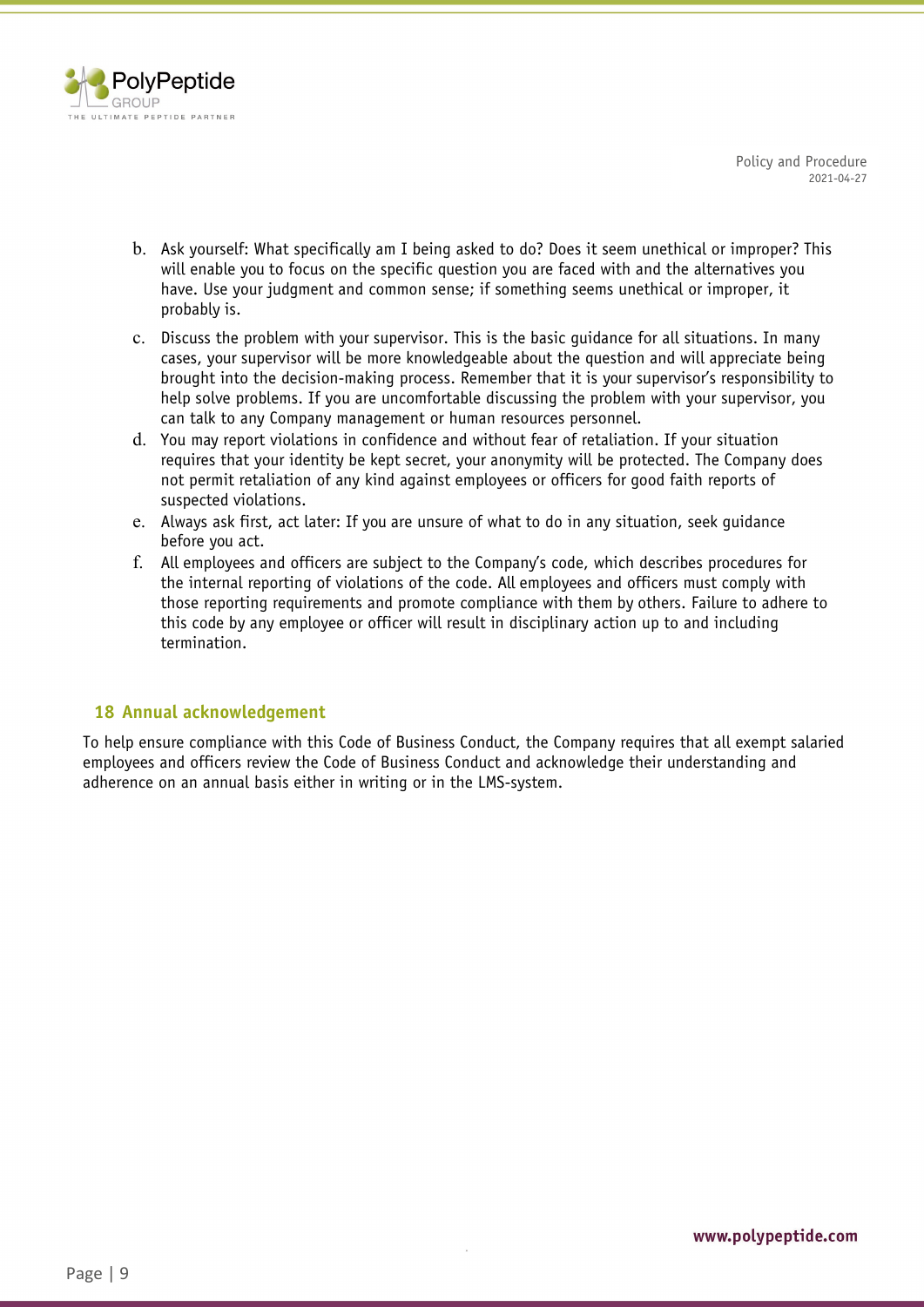b. Ask yourself: What specifically am I being asked to do? Does it seem unethical or improper? This will enable you to focus on the specific question you are faced with and the alternatives you have. Use your judgment and common sense; if something seems unethical or improper, it probably is.
c. Discuss the problem with your supervisor. This is the basic guidance for all situations. In many cases, your supervisor will be more knowledgeable about the question and will appreciate being brought into the decision-making process. Remember that it is your supervisor's responsibility to help solve problems. If you are uncomfortable discussing the problem with your supervisor, you can talk to any Company management or human resources personnel.
d. You may report violations in confidence and without fear of retaliation. If your situation requires that your identity be kept secret, your anonymity will be protected. The Company does not permit retaliation of any kind against employees or officers for good faith reports of suspected violations.
e. Always ask first, act later: If you are unsure of what to do in any situation, seek guidance before you act.
f. All employees and officers are subject to the Company's code, which describes procedures for the internal reporting of violations of the code. All employees and officers must comply with those reporting requirements and promote compliance with them by others. Failure to adhere to this code by any employee or officer will result in disciplinary action up to and including termination.

## 18 Annual acknowledgement

To help ensure compliance with this Code of Business Conduct, the Company requires that all exempt salaried employees and officers review the Code of Business Conduct and acknowledge their understanding and adherence on an annual basis either in writing or in the LMS-system.